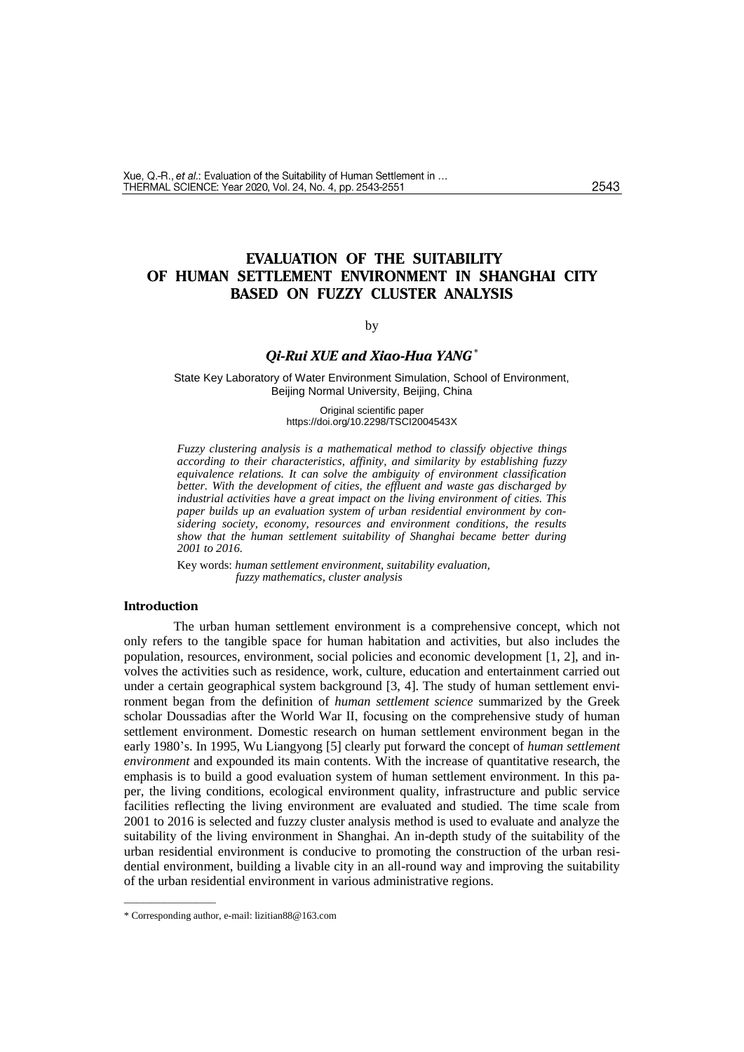# EVALUATION OF THE SUITABILITY OF HUMAN SETTLEMENT ENVIRONMENT IN SHANGHAI CITY BASED ON FUZZY CLUSTER ANALYSIS

by

***Qi-Rui XUE and Xiao-Hua YANG*** *

State Key Laboratory of Water Environment Simulation, School of Environment, Beijing Normal University, Beijing, China

Original scientific paper
https://doi.org/10.2298/TSCI2004543X

*Fuzzy clustering analysis is a mathematical method to classify objective things according to their characteristics, affinity, and similarity by establishing fuzzy equivalence relations. It can solve the ambiguity of environment classification better. With the development of cities, the effluent and waste gas discharged by industrial activities have a great impact on the living environment of cities. This paper builds up an evaluation system of urban residential environment by considering society, economy, resources and environment conditions, the results show that the human settlement suitability of Shanghai became better during 2001 to 2016.*

Key words: *human settlement environment, suitability evaluation, fuzzy mathematics, cluster analysis*

## Introduction

The urban human settlement environment is a comprehensive concept, which not only refers to the tangible space for human habitation and activities, but also includes the population, resources, environment, social policies and economic development [1, 2], and involves the activities such as residence, work, culture, education and entertainment carried out under a certain geographical system background [3, 4]. The study of human settlement environment began from the definition of *human settlement science* summarized by the Greek scholar Doussadias after the World War II, focusing on the comprehensive study of human settlement environment. Domestic research on human settlement environment began in the early 1980's. In 1995, Wu Liangyong [5] clearly put forward the concept of *human settlement environment* and expounded its main contents. With the increase of quantitative research, the emphasis is to build a good evaluation system of human settlement environment. In this paper, the living conditions, ecological environment quality, infrastructure and public service facilities reflecting the living environment are evaluated and studied. The time scale from 2001 to 2016 is selected and fuzzy cluster analysis method is used to evaluate and analyze the suitability of the living environment in Shanghai. An in-depth study of the suitability of the urban residential environment is conducive to promoting the construction of the urban residential environment, building a livable city in an all-round way and improving the suitability of the urban residential environment in various administrative regions.

---

\* Corresponding author, e-mail: lizitian88@163.com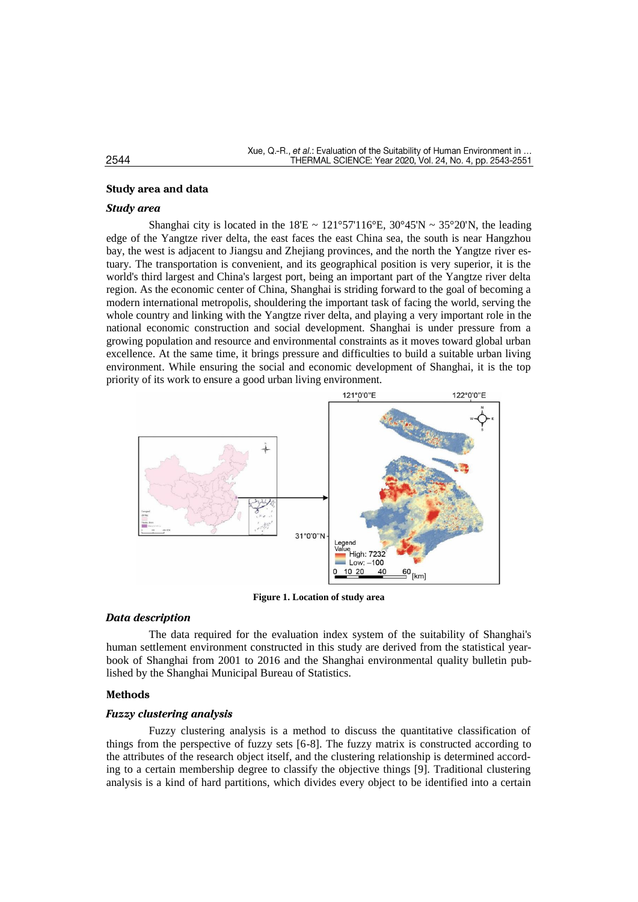## Study area and data

### *Study area*

Shanghai city is located in the 18'E ~ 121°57'116°E, 30°45'N ~ 35°20'N, the leading edge of the Yangtze river delta, the east faces the east China sea, the south is near Hangzhou bay, the west is adjacent to Jiangsu and Zhejiang provinces, and the north the Yangtze river estuary. The transportation is convenient, and its geographical position is very superior, it is the world's third largest and China's largest port, being an important part of the Yangtze river delta region. As the economic center of China, Shanghai is striding forward to the goal of becoming a modern international metropolis, shouldering the important task of facing the world, serving the whole country and linking with the Yangtze river delta, and playing a very important role in the national economic construction and social development. Shanghai is under pressure from a growing population and resource and environmental constraints as it moves toward global urban excellence. At the same time, it brings pressure and difficulties to build a suitable urban living environment. While ensuring the social and economic development of Shanghai, it is the top priority of its work to ensure a good urban living environment.

**Figure 1. Location of study area**

### *Data description*

The data required for the evaluation index system of the suitability of Shanghai's human settlement environment constructed in this study are derived from the statistical yearbook of Shanghai from 2001 to 2016 and the Shanghai environmental quality bulletin published by the Shanghai Municipal Bureau of Statistics.

## Methods

### *Fuzzy clustering analysis*

Fuzzy clustering analysis is a method to discuss the quantitative classification of things from the perspective of fuzzy sets [6-8]. The fuzzy matrix is constructed according to the attributes of the research object itself, and the clustering relationship is determined according to a certain membership degree to classify the objective things [9]. Traditional clustering analysis is a kind of hard partitions, which divides every object to be identified into a certain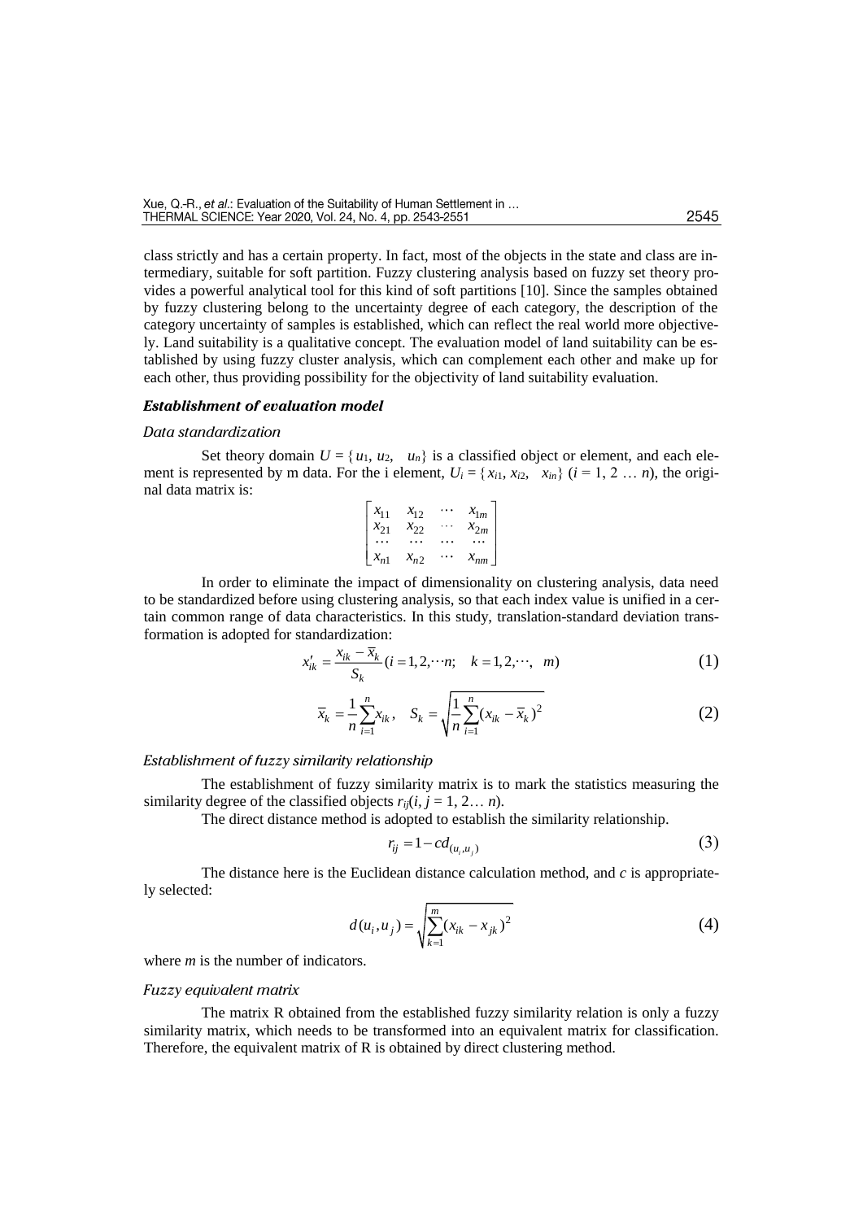class strictly and has a certain property. In fact, most of the objects in the state and class are intermediary, suitable for soft partition. Fuzzy clustering analysis based on fuzzy set theory provides a powerful analytical tool for this kind of soft partitions [10]. Since the samples obtained by fuzzy clustering belong to the uncertainty degree of each category, the description of the category uncertainty of samples is established, which can reflect the real world more objectively. Land suitability is a qualitative concept. The evaluation model of land suitability can be established by using fuzzy cluster analysis, which can complement each other and make up for each other, thus providing possibility for the objectivity of land suitability evaluation.

### *Establishment of evaluation model*

#### *Data standardization*

Set theory domain $U = \{u_1, u_2, \ \ u_n\}$ is a classified object or element, and each element is represented by m data. For the i element, $U_i = \{x_{i1}, x_{i2}, \ \ x_{in}\}$ ($i = 1, 2 \ldots n$), the original data matrix is:

$$\begin{bmatrix} x_{11} & x_{12} & \cdots & x_{1m} \\ x_{21} & x_{22} & \cdots & x_{2m} \\ \cdots & \cdots & \cdots & \cdots \\ x_{n1} & x_{n2} & \cdots & x_{nm} \end{bmatrix}$$

In order to eliminate the impact of dimensionality on clustering analysis, data need to be standardized before using clustering analysis, so that each index value is unified in a certain common range of data characteristics. In this study, translation-standard deviation transformation is adopted for standardization:

$$x'_{ik} = \frac{x_{ik} - \overline{x}_k}{S_k} (i = 1, 2, \cdots n; \quad k = 1, 2, \cdots, \ \ m) \tag{1}$$

$$\overline{x}_k = \frac{1}{n}\sum_{i=1}^{n} x_{ik}, \quad S_k = \sqrt{\frac{1}{n}\sum_{i=1}^{n}(x_{ik} - \overline{x}_k)^2} \tag{2}$$

#### *Establishment of fuzzy similarity relationship*

The establishment of fuzzy similarity matrix is to mark the statistics measuring the similarity degree of the classified objects $r_{ij}(i, j = 1, 2\ldots n)$.

The direct distance method is adopted to establish the similarity relationship.

$$r_{ij} = 1 - cd_{(u_i, u_j)} \tag{3}$$

The distance here is the Euclidean distance calculation method, and *c* is appropriately selected:

$$d(u_i, u_j) = \sqrt{\sum_{k=1}^{m}(x_{ik} - x_{jk})^2} \tag{4}$$

where *m* is the number of indicators.

#### *Fuzzy equivalent matrix*

The matrix R obtained from the established fuzzy similarity relation is only a fuzzy similarity matrix, which needs to be transformed into an equivalent matrix for classification. Therefore, the equivalent matrix of R is obtained by direct clustering method.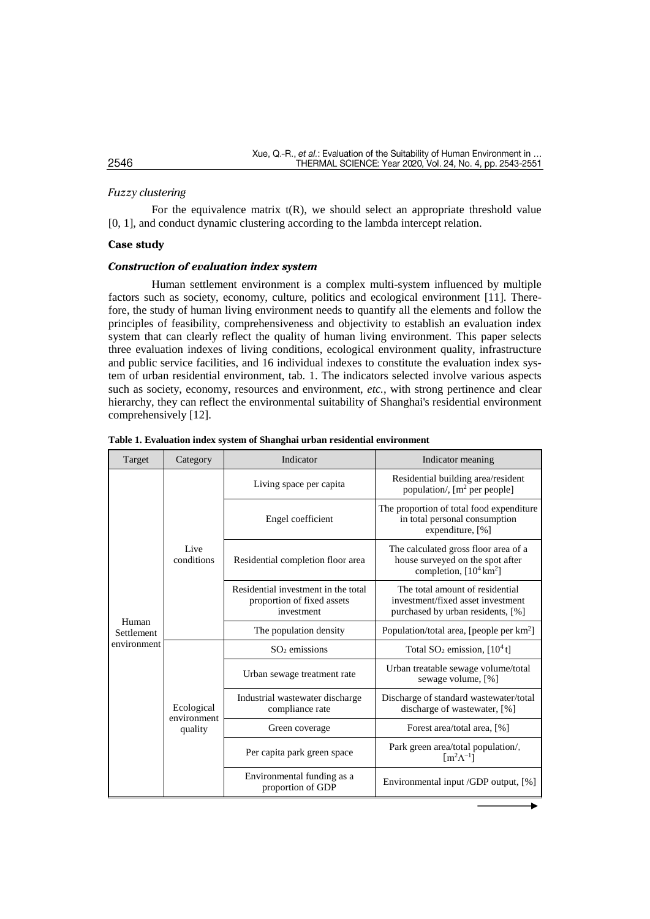### *Fuzzy clustering*

For the equivalence matrix t(R), we should select an appropriate threshold value [0, 1], and conduct dynamic clustering according to the lambda intercept relation.

## Case study

### *Construction of evaluation index system*

Human settlement environment is a complex multi-system influenced by multiple factors such as society, economy, culture, politics and ecological environment [11]. Therefore, the study of human living environment needs to quantify all the elements and follow the principles of feasibility, comprehensiveness and objectivity to establish an evaluation index system that can clearly reflect the quality of human living environment. This paper selects three evaluation indexes of living conditions, ecological environment quality, infrastructure and public service facilities, and 16 individual indexes to constitute the evaluation index system of urban residential environment, tab. 1. The indicators selected involve various aspects such as society, economy, resources and environment, *etc.*, with strong pertinence and clear hierarchy, they can reflect the environmental suitability of Shanghai's residential environment comprehensively [12].

**Table 1. Evaluation index system of Shanghai urban residential environment**

| Target | Category | Indicator | Indicator meaning |
|---|---|---|---|
| Human Settlement environment | Live conditions | Living space per capita | Residential building area/resident population/, [$m^2$ per people] |
| | | Engel coefficient | The proportion of total food expenditure in total personal consumption expenditure, [%] |
| | | Residential completion floor area | The calculated gross floor area of a house surveyed on the spot after completion, [$10^4$ $km^2$] |
| | | Residential investment in the total proportion of fixed assets investment | The total amount of residential investment/fixed asset investment purchased by urban residents, [%] |
| | | The population density | Population/total area, [people per $km^2$] |
| | Ecological environment quality | $SO_2$ emissions | Total $SO_2$ emission, [$10^4$ t] |
| | | Urban sewage treatment rate | Urban treatable sewage volume/total sewage volume, [%] |
| | | Industrial wastewater discharge compliance rate | Discharge of standard wastewater/total discharge of wastewater, [%] |
| | | Green coverage | Forest area/total area, [%] |
| | | Per capita park green space | Park green area/total population/, [$m^2Λ^{-1}$] |
| | | Environmental funding as a proportion of GDP | Environmental input /GDP output, [%] |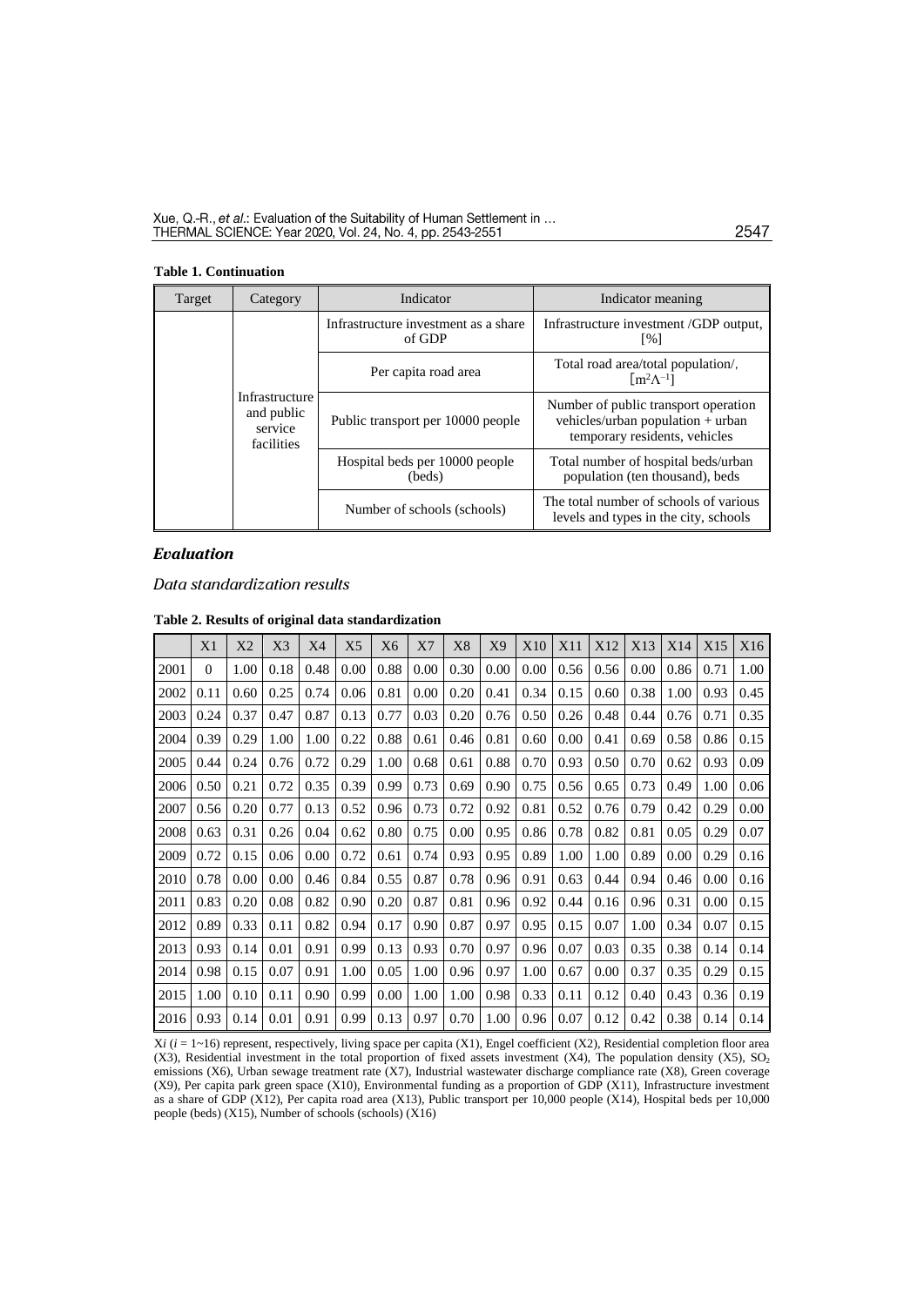**Table 1. Continuation**

| Target | Category | Indicator | Indicator meaning |
|---|---|---|---|
| | Infrastructure and public service facilities | Infrastructure investment as a share of GDP | Infrastructure investment /GDP output, [%] |
| | | Per capita road area | Total road area/total population/, $[m^2Λ^{-1}]$ |
| | | Public transport per 10000 people | Number of public transport operation vehicles/urban population + urban temporary residents, vehicles |
| | | Hospital beds per 10000 people (beds) | Total number of hospital beds/urban population (ten thousand), beds |
| | | Number of schools (schools) | The total number of schools of various levels and types in the city, schools |

## Evaluation

### Data standardization results

**Table 2. Results of original data standardization**

| | X1 | X2 | X3 | X4 | X5 | X6 | X7 | X8 | X9 | X10 | X11 | X12 | X13 | X14 | X15 | X16 |
|---|---|---|---|---|---|---|---|---|---|---|---|---|---|---|---|---|
| 2001 | 0 | 1.00 | 0.18 | 0.48 | 0.00 | 0.88 | 0.00 | 0.30 | 0.00 | 0.00 | 0.56 | 0.56 | 0.00 | 0.86 | 0.71 | 1.00 |
| 2002 | 0.11 | 0.60 | 0.25 | 0.74 | 0.06 | 0.81 | 0.00 | 0.20 | 0.41 | 0.34 | 0.15 | 0.60 | 0.38 | 1.00 | 0.93 | 0.45 |
| 2003 | 0.24 | 0.37 | 0.47 | 0.87 | 0.13 | 0.77 | 0.03 | 0.20 | 0.76 | 0.50 | 0.26 | 0.48 | 0.44 | 0.76 | 0.71 | 0.35 |
| 2004 | 0.39 | 0.29 | 1.00 | 1.00 | 0.22 | 0.88 | 0.61 | 0.46 | 0.81 | 0.60 | 0.00 | 0.41 | 0.69 | 0.58 | 0.86 | 0.15 |
| 2005 | 0.44 | 0.24 | 0.76 | 0.72 | 0.29 | 1.00 | 0.68 | 0.61 | 0.88 | 0.70 | 0.93 | 0.50 | 0.70 | 0.62 | 0.93 | 0.09 |
| 2006 | 0.50 | 0.21 | 0.72 | 0.35 | 0.39 | 0.99 | 0.73 | 0.69 | 0.90 | 0.75 | 0.56 | 0.65 | 0.73 | 0.49 | 1.00 | 0.06 |
| 2007 | 0.56 | 0.20 | 0.77 | 0.13 | 0.52 | 0.96 | 0.73 | 0.72 | 0.92 | 0.81 | 0.52 | 0.76 | 0.79 | 0.42 | 0.29 | 0.00 |
| 2008 | 0.63 | 0.31 | 0.26 | 0.04 | 0.62 | 0.80 | 0.75 | 0.00 | 0.95 | 0.86 | 0.78 | 0.82 | 0.81 | 0.05 | 0.29 | 0.07 |
| 2009 | 0.72 | 0.15 | 0.06 | 0.00 | 0.72 | 0.61 | 0.74 | 0.93 | 0.95 | 0.89 | 1.00 | 1.00 | 0.89 | 0.00 | 0.29 | 0.16 |
| 2010 | 0.78 | 0.00 | 0.00 | 0.46 | 0.84 | 0.55 | 0.87 | 0.78 | 0.96 | 0.91 | 0.63 | 0.44 | 0.94 | 0.46 | 0.00 | 0.16 |
| 2011 | 0.83 | 0.20 | 0.08 | 0.82 | 0.90 | 0.20 | 0.87 | 0.81 | 0.96 | 0.92 | 0.44 | 0.16 | 0.96 | 0.31 | 0.00 | 0.15 |
| 2012 | 0.89 | 0.33 | 0.11 | 0.82 | 0.94 | 0.17 | 0.90 | 0.87 | 0.97 | 0.95 | 0.15 | 0.07 | 1.00 | 0.34 | 0.07 | 0.15 |
| 2013 | 0.93 | 0.14 | 0.01 | 0.91 | 0.99 | 0.13 | 0.93 | 0.70 | 0.97 | 0.96 | 0.07 | 0.03 | 0.35 | 0.38 | 0.14 | 0.14 |
| 2014 | 0.98 | 0.15 | 0.07 | 0.91 | 1.00 | 0.05 | 1.00 | 0.96 | 0.97 | 1.00 | 0.67 | 0.00 | 0.37 | 0.35 | 0.29 | 0.15 |
| 2015 | 1.00 | 0.10 | 0.11 | 0.90 | 0.99 | 0.00 | 1.00 | 1.00 | 0.98 | 0.33 | 0.11 | 0.12 | 0.40 | 0.43 | 0.36 | 0.19 |
| 2016 | 0.93 | 0.14 | 0.01 | 0.91 | 0.99 | 0.13 | 0.97 | 0.70 | 1.00 | 0.96 | 0.07 | 0.12 | 0.42 | 0.38 | 0.14 | 0.14 |

X$i$ ($i$ = 1~16) represent, respectively, living space per capita (X1), Engel coefficient (X2), Residential completion floor area (X3), Residential investment in the total proportion of fixed assets investment (X4), The population density (X5), $SO_2$ emissions (X6), Urban sewage treatment rate (X7), Industrial wastewater discharge compliance rate (X8), Green coverage (X9), Per capita park green space (X10), Environmental funding as a proportion of GDP (X11), Infrastructure investment as a share of GDP (X12), Per capita road area (X13), Public transport per 10,000 people (X14), Hospital beds per 10,000 people (beds) (X15), Number of schools (schools) (X16)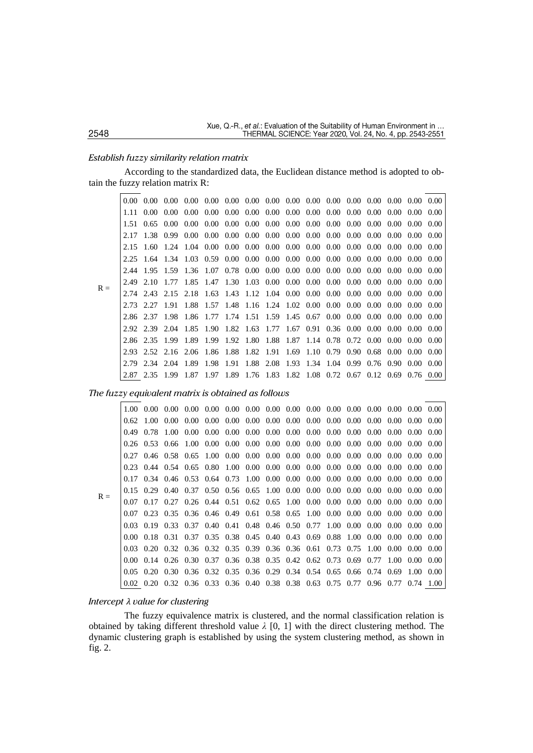### *Establish fuzzy similarity relation matrix*

According to the standardized data, the Euclidean distance method is adopted to obtain the fuzzy relation matrix R:

$$
R = \begin{bmatrix}
0.00 & 0.00 & 0.00 & 0.00 & 0.00 & 0.00 & 0.00 & 0.00 & 0.00 & 0.00 & 0.00 & 0.00 & 0.00 & 0.00 & 0.00 & 0.00 \\
1.11 & 0.00 & 0.00 & 0.00 & 0.00 & 0.00 & 0.00 & 0.00 & 0.00 & 0.00 & 0.00 & 0.00 & 0.00 & 0.00 & 0.00 & 0.00 \\
1.51 & 0.65 & 0.00 & 0.00 & 0.00 & 0.00 & 0.00 & 0.00 & 0.00 & 0.00 & 0.00 & 0.00 & 0.00 & 0.00 & 0.00 & 0.00 \\
2.17 & 1.38 & 0.99 & 0.00 & 0.00 & 0.00 & 0.00 & 0.00 & 0.00 & 0.00 & 0.00 & 0.00 & 0.00 & 0.00 & 0.00 & 0.00 \\
2.15 & 1.60 & 1.24 & 1.04 & 0.00 & 0.00 & 0.00 & 0.00 & 0.00 & 0.00 & 0.00 & 0.00 & 0.00 & 0.00 & 0.00 & 0.00 \\
2.25 & 1.64 & 1.34 & 1.03 & 0.59 & 0.00 & 0.00 & 0.00 & 0.00 & 0.00 & 0.00 & 0.00 & 0.00 & 0.00 & 0.00 & 0.00 \\
2.44 & 1.95 & 1.59 & 1.36 & 1.07 & 0.78 & 0.00 & 0.00 & 0.00 & 0.00 & 0.00 & 0.00 & 0.00 & 0.00 & 0.00 & 0.00 \\
2.49 & 2.10 & 1.77 & 1.85 & 1.47 & 1.30 & 1.03 & 0.00 & 0.00 & 0.00 & 0.00 & 0.00 & 0.00 & 0.00 & 0.00 & 0.00 \\
2.74 & 2.43 & 2.15 & 2.18 & 1.63 & 1.43 & 1.12 & 1.04 & 0.00 & 0.00 & 0.00 & 0.00 & 0.00 & 0.00 & 0.00 & 0.00 \\
2.73 & 2.27 & 1.91 & 1.88 & 1.57 & 1.48 & 1.16 & 1.24 & 1.02 & 0.00 & 0.00 & 0.00 & 0.00 & 0.00 & 0.00 & 0.00 \\
2.86 & 2.37 & 1.98 & 1.86 & 1.77 & 1.74 & 1.51 & 1.59 & 1.45 & 0.67 & 0.00 & 0.00 & 0.00 & 0.00 & 0.00 & 0.00 \\
2.92 & 2.39 & 2.04 & 1.85 & 1.90 & 1.82 & 1.63 & 1.77 & 1.67 & 0.91 & 0.36 & 0.00 & 0.00 & 0.00 & 0.00 & 0.00 \\
2.86 & 2.35 & 1.99 & 1.89 & 1.99 & 1.92 & 1.80 & 1.88 & 1.87 & 1.14 & 0.78 & 0.72 & 0.00 & 0.00 & 0.00 & 0.00 \\
2.93 & 2.52 & 2.16 & 2.06 & 1.86 & 1.88 & 1.82 & 1.91 & 1.69 & 1.10 & 0.79 & 0.90 & 0.68 & 0.00 & 0.00 & 0.00 \\
2.79 & 2.34 & 2.04 & 1.89 & 1.98 & 1.91 & 1.88 & 2.08 & 1.93 & 1.34 & 1.04 & 0.99 & 0.76 & 0.90 & 0.00 & 0.00 \\
2.87 & 2.35 & 1.99 & 1.87 & 1.97 & 1.89 & 1.76 & 1.83 & 1.82 & 1.08 & 0.72 & 0.67 & 0.12 & 0.69 & 0.76 & 0.00
\end{bmatrix}
$$

### *The fuzzy equivalent matrix is obtained as follows*

$$
R = \begin{bmatrix}
1.00 & 0.00 & 0.00 & 0.00 & 0.00 & 0.00 & 0.00 & 0.00 & 0.00 & 0.00 & 0.00 & 0.00 & 0.00 & 0.00 & 0.00 & 0.00 \\
0.62 & 1.00 & 0.00 & 0.00 & 0.00 & 0.00 & 0.00 & 0.00 & 0.00 & 0.00 & 0.00 & 0.00 & 0.00 & 0.00 & 0.00 & 0.00 \\
0.49 & 0.78 & 1.00 & 0.00 & 0.00 & 0.00 & 0.00 & 0.00 & 0.00 & 0.00 & 0.00 & 0.00 & 0.00 & 0.00 & 0.00 & 0.00 \\
0.26 & 0.53 & 0.66 & 1.00 & 0.00 & 0.00 & 0.00 & 0.00 & 0.00 & 0.00 & 0.00 & 0.00 & 0.00 & 0.00 & 0.00 & 0.00 \\
0.27 & 0.46 & 0.58 & 0.65 & 1.00 & 0.00 & 0.00 & 0.00 & 0.00 & 0.00 & 0.00 & 0.00 & 0.00 & 0.00 & 0.00 & 0.00 \\
0.23 & 0.44 & 0.54 & 0.65 & 0.80 & 1.00 & 0.00 & 0.00 & 0.00 & 0.00 & 0.00 & 0.00 & 0.00 & 0.00 & 0.00 & 0.00 \\
0.17 & 0.34 & 0.46 & 0.53 & 0.64 & 0.73 & 1.00 & 0.00 & 0.00 & 0.00 & 0.00 & 0.00 & 0.00 & 0.00 & 0.00 & 0.00 \\
0.15 & 0.29 & 0.40 & 0.37 & 0.50 & 0.56 & 0.65 & 1.00 & 0.00 & 0.00 & 0.00 & 0.00 & 0.00 & 0.00 & 0.00 & 0.00 \\
0.07 & 0.17 & 0.27 & 0.26 & 0.44 & 0.51 & 0.62 & 0.65 & 1.00 & 0.00 & 0.00 & 0.00 & 0.00 & 0.00 & 0.00 & 0.00 \\
0.07 & 0.23 & 0.35 & 0.36 & 0.46 & 0.49 & 0.61 & 0.58 & 0.65 & 1.00 & 0.00 & 0.00 & 0.00 & 0.00 & 0.00 & 0.00 \\
0.03 & 0.19 & 0.33 & 0.37 & 0.40 & 0.41 & 0.48 & 0.46 & 0.50 & 0.77 & 1.00 & 0.00 & 0.00 & 0.00 & 0.00 & 0.00 \\
0.00 & 0.18 & 0.31 & 0.37 & 0.35 & 0.38 & 0.45 & 0.40 & 0.43 & 0.69 & 0.88 & 1.00 & 0.00 & 0.00 & 0.00 & 0.00 \\
0.03 & 0.20 & 0.32 & 0.36 & 0.32 & 0.35 & 0.39 & 0.36 & 0.36 & 0.61 & 0.73 & 0.75 & 1.00 & 0.00 & 0.00 & 0.00 \\
0.00 & 0.14 & 0.26 & 0.30 & 0.37 & 0.36 & 0.38 & 0.35 & 0.42 & 0.62 & 0.73 & 0.69 & 0.77 & 1.00 & 0.00 & 0.00 \\
0.05 & 0.20 & 0.30 & 0.36 & 0.32 & 0.35 & 0.36 & 0.29 & 0.34 & 0.54 & 0.65 & 0.66 & 0.74 & 0.69 & 1.00 & 0.00 \\
0.02 & 0.20 & 0.32 & 0.36 & 0.33 & 0.36 & 0.40 & 0.38 & 0.38 & 0.63 & 0.75 & 0.77 & 0.96 & 0.77 & 0.74 & 1.00
\end{bmatrix}
$$

### *Intercept λ value for clustering*

The fuzzy equivalence matrix is clustered, and the normal classification relation is obtained by taking different threshold value $\lambda$ [0, 1] with the direct clustering method. The dynamic clustering graph is established by using the system clustering method, as shown in fig. 2.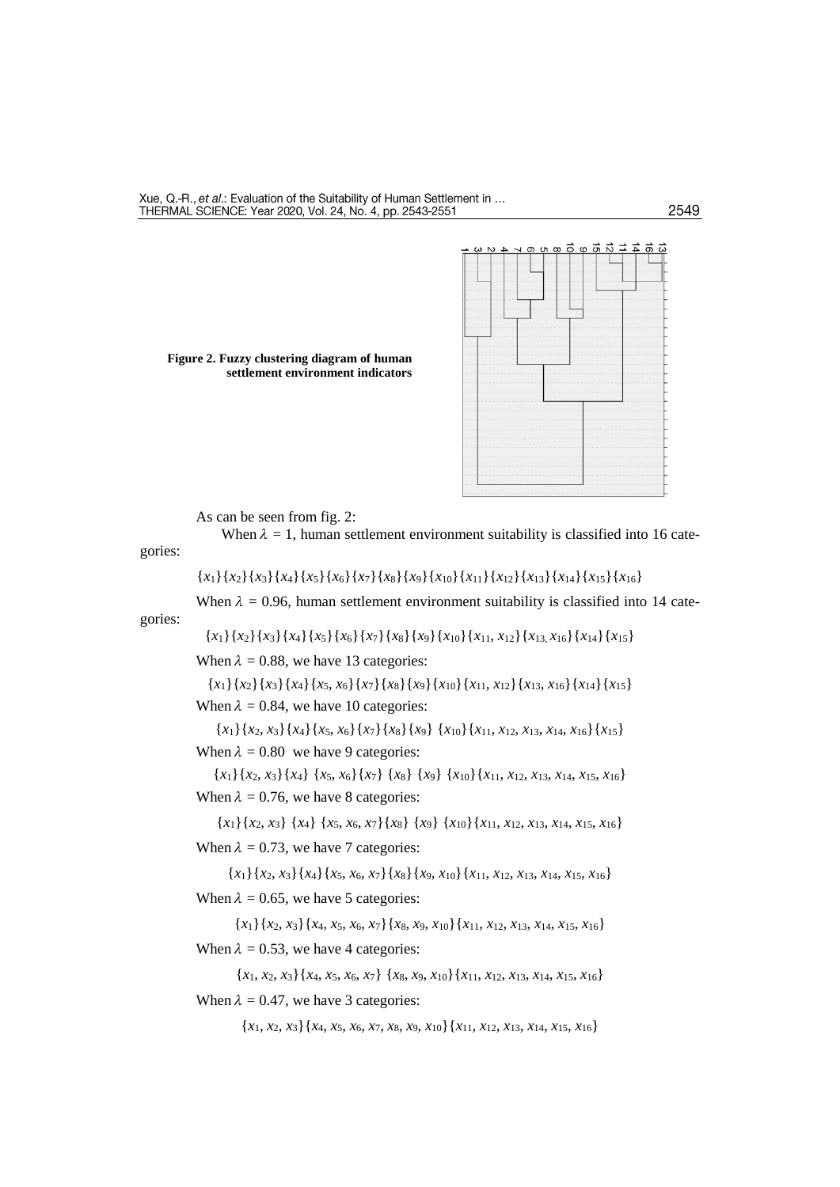**Figure 2. Fuzzy clustering diagram of human settlement environment indicators**

As can be seen from fig. 2:

When $\lambda = 1$, human settlement environment suitability is classified into 16 categories:

$\{x_1\}\{x_2\}\{x_3\}\{x_4\}\{x_5\}\{x_6\}\{x_7\}\{x_8\}\{x_9\}\{x_{10}\}\{x_{11}\}\{x_{12}\}\{x_{13}\}\{x_{14}\}\{x_{15}\}\{x_{16}\}$

When $\lambda = 0.96$, human settlement environment suitability is classified into 14 categories:

$\{x_1\}\{x_2\}\{x_3\}\{x_4\}\{x_5\}\{x_6\}\{x_7\}\{x_8\}\{x_9\}\{x_{10}\}\{x_{11}, x_{12}\}\{x_{13}, x_{16}\}\{x_{14}\}\{x_{15}\}$

When $\lambda = 0.88$, we have 13 categories:

$\{x_1\}\{x_2\}\{x_3\}\{x_4\}\{x_5, x_6\}\{x_7\}\{x_8\}\{x_9\}\{x_{10}\}\{x_{11}, x_{12}\}\{x_{13}, x_{16}\}\{x_{14}\}\{x_{15}\}$

When $\lambda = 0.84$, we have 10 categories:

$\{x_1\}\{x_2, x_3\}\{x_4\}\{x_5, x_6\}\{x_7\}\{x_8\}\{x_9\}\ \{x_{10}\}\{x_{11}, x_{12}, x_{13}, x_{14}, x_{16}\}\{x_{15}\}$

When $\lambda = 0.80$ we have 9 categories:

$\{x_1\}\{x_2, x_3\}\{x_4\}\ \{x_5, x_6\}\{x_7\}\ \{x_8\}\ \{x_9\}\ \{x_{10}\}\{x_{11}, x_{12}, x_{13}, x_{14}, x_{15}, x_{16}\}$

When $\lambda = 0.76$, we have 8 categories:

$\{x_1\}\{x_2, x_3\}\ \{x_4\}\ \{x_5, x_6, x_7\}\{x_8\}\ \{x_9\}\ \{x_{10}\}\{x_{11}, x_{12}, x_{13}, x_{14}, x_{15}, x_{16}\}$

When $\lambda = 0.73$, we have 7 categories:

$\{x_1\}\{x_2, x_3\}\{x_4\}\{x_5, x_6, x_7\}\{x_8\}\{x_9, x_{10}\}\{x_{11}, x_{12}, x_{13}, x_{14}, x_{15}, x_{16}\}$

When $\lambda = 0.65$, we have 5 categories:

$\{x_1\}\{x_2, x_3\}\{x_4, x_5, x_6, x_7\}\{x_8, x_9, x_{10}\}\{x_{11}, x_{12}, x_{13}, x_{14}, x_{15}, x_{16}\}$

When $\lambda = 0.53$, we have 4 categories:

$\{x_1, x_2, x_3\}\{x_4, x_5, x_6, x_7\}\ \{x_8, x_9, x_{10}\}\{x_{11}, x_{12}, x_{13}, x_{14}, x_{15}, x_{16}\}$

When $\lambda = 0.47$, we have 3 categories:

$\{x_1, x_2, x_3\}\{x_4, x_5, x_6, x_7, x_8, x_9, x_{10}\}\{x_{11}, x_{12}, x_{13}, x_{14}, x_{15}, x_{16}\}$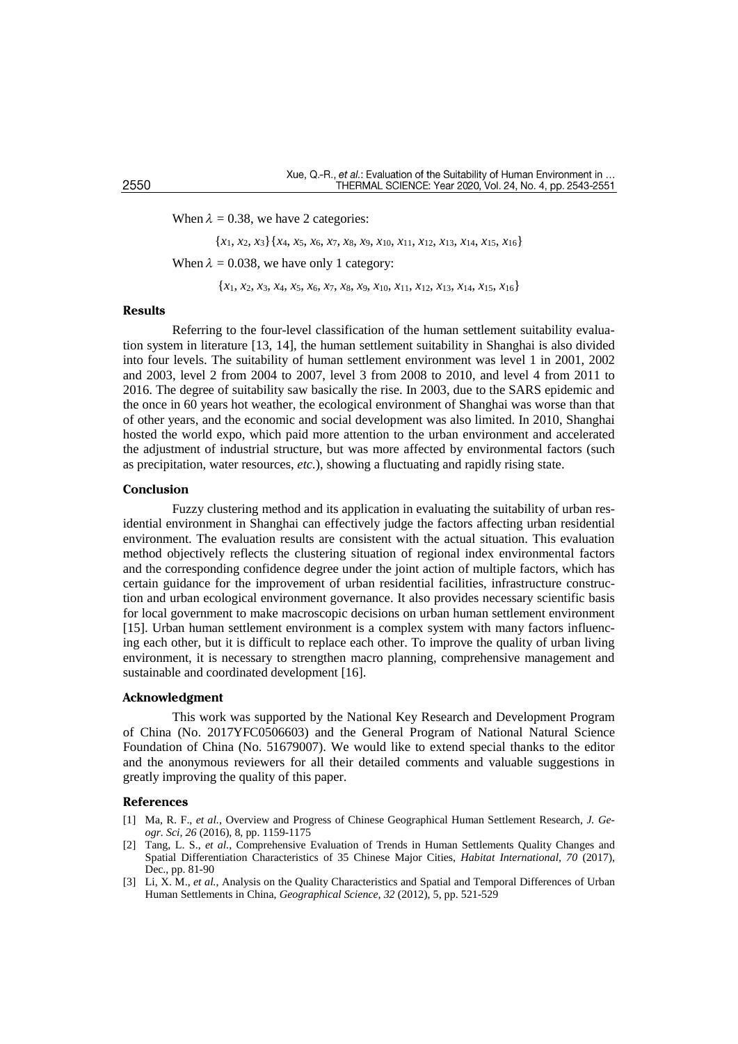When $\lambda = 0.38$, we have 2 categories:

$$\{x_1, x_2, x_3\}\{x_4, x_5, x_6, x_7, x_8, x_9, x_{10}, x_{11}, x_{12}, x_{13}, x_{14}, x_{15}, x_{16}\}$$

When $\lambda = 0.038$, we have only 1 category:

$$\{x_1, x_2, x_3, x_4, x_5, x_6, x_7, x_8, x_9, x_{10}, x_{11}, x_{12}, x_{13}, x_{14}, x_{15}, x_{16}\}$$

## Results

Referring to the four-level classification of the human settlement suitability evaluation system in literature [13, 14], the human settlement suitability in Shanghai is also divided into four levels. The suitability of human settlement environment was level 1 in 2001, 2002 and 2003, level 2 from 2004 to 2007, level 3 from 2008 to 2010, and level 4 from 2011 to 2016. The degree of suitability saw basically the rise. In 2003, due to the SARS epidemic and the once in 60 years hot weather, the ecological environment of Shanghai was worse than that of other years, and the economic and social development was also limited. In 2010, Shanghai hosted the world expo, which paid more attention to the urban environment and accelerated the adjustment of industrial structure, but was more affected by environmental factors (such as precipitation, water resources, *etc.*), showing a fluctuating and rapidly rising state.

## Conclusion

Fuzzy clustering method and its application in evaluating the suitability of urban residential environment in Shanghai can effectively judge the factors affecting urban residential environment. The evaluation results are consistent with the actual situation. This evaluation method objectively reflects the clustering situation of regional index environmental factors and the corresponding confidence degree under the joint action of multiple factors, which has certain guidance for the improvement of urban residential facilities, infrastructure construction and urban ecological environment governance. It also provides necessary scientific basis for local government to make macroscopic decisions on urban human settlement environment [15]. Urban human settlement environment is a complex system with many factors influencing each other, but it is difficult to replace each other. To improve the quality of urban living environment, it is necessary to strengthen macro planning, comprehensive management and sustainable and coordinated development [16].

## Acknowledgment

This work was supported by the National Key Research and Development Program of China (No. 2017YFC0506603) and the General Program of National Natural Science Foundation of China (No. 51679007). We would like to extend special thanks to the editor and the anonymous reviewers for all their detailed comments and valuable suggestions in greatly improving the quality of this paper.

## References

[1] Ma, R. F., *et al.*, Overview and Progress of Chinese Geographical Human Settlement Research, *J. Geogr. Sci, 26* (2016), 8, pp. 1159-1175

[2] Tang, L. S., *et al.*, Comprehensive Evaluation of Trends in Human Settlements Quality Changes and Spatial Differentiation Characteristics of 35 Chinese Major Cities, *Habitat International*, *70* (2017), Dec., pp. 81-90

[3] Li, X. M., *et al.*, Analysis on the Quality Characteristics and Spatial and Temporal Differences of Urban Human Settlements in China, *Geographical Science, 32* (2012), 5, pp. 521-529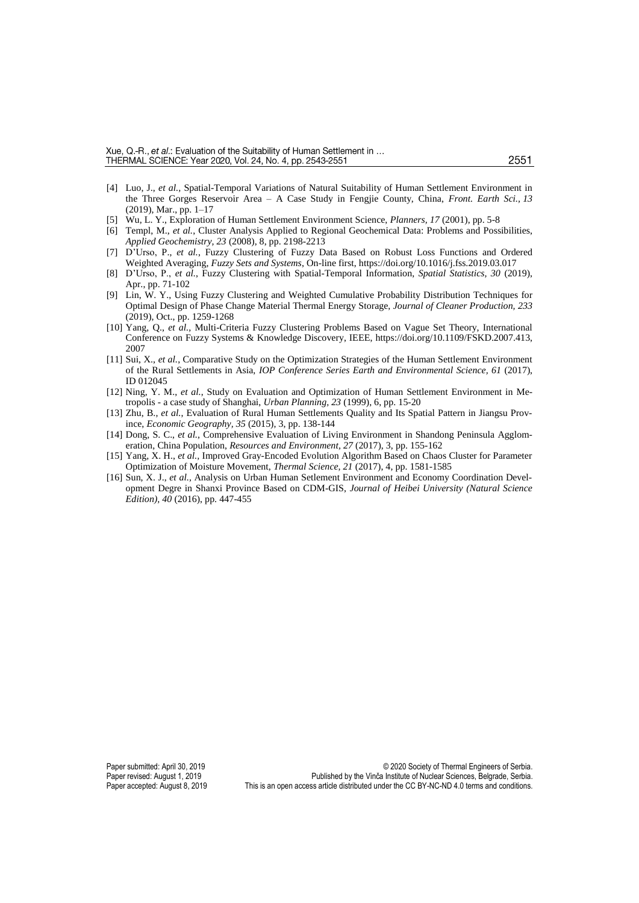[4] Luo, J., *et al.*, Spatial-Temporal Variations of Natural Suitability of Human Settlement Environment in the Three Gorges Reservoir Area – A Case Study in Fengjie County, China, *Front. Earth Sci., 13* (2019), Mar., pp. 1–17

[5] Wu, L. Y., Exploration of Human Settlement Environment Science, *Planners, 17* (2001), pp. 5-8

[6] Templ, M., *et al.*, Cluster Analysis Applied to Regional Geochemical Data: Problems and Possibilities, *Applied Geochemistry, 23* (2008), 8, pp. 2198-2213

[7] D'Urso, P., *et al.*, Fuzzy Clustering of Fuzzy Data Based on Robust Loss Functions and Ordered Weighted Averaging, *Fuzzy Sets and Systems*, On-line first, https://doi.org/10.1016/j.fss.2019.03.017

[8] D'Urso, P., *et al.*, Fuzzy Clustering with Spatial-Temporal Information, *Spatial Statistics, 30* (2019), Apr., pp. 71-102

[9] Lin, W. Y., Using Fuzzy Clustering and Weighted Cumulative Probability Distribution Techniques for Optimal Design of Phase Change Material Thermal Energy Storage, *Journal of Cleaner Production, 233* (2019), Oct., pp. 1259-1268

[10] Yang, Q., *et al.*, Multi-Criteria Fuzzy Clustering Problems Based on Vague Set Theory, International Conference on Fuzzy Systems & Knowledge Discovery, IEEE, https://doi.org/10.1109/FSKD.2007.413, 2007

[11] Sui, X., *et al.*, Comparative Study on the Optimization Strategies of the Human Settlement Environment of the Rural Settlements in Asia, *IOP Conference Series Earth and Environmental Science, 61* (2017), ID 012045

[12] Ning, Y. M., *et al.*, Study on Evaluation and Optimization of Human Settlement Environment in Metropolis - a case study of Shanghai, *Urban Planning, 23* (1999), 6, pp. 15-20

[13] Zhu, B., *et al.*, Evaluation of Rural Human Settlements Quality and Its Spatial Pattern in Jiangsu Province, *Economic Geography, 35* (2015), 3, pp. 138-144

[14] Dong, S. C., *et al.*, Comprehensive Evaluation of Living Environment in Shandong Peninsula Agglomeration, China Population, *Resources and Environment, 27* (2017), 3, pp. 155-162

[15] Yang, X. H., *et al.*, Improved Gray-Encoded Evolution Algorithm Based on Chaos Cluster for Parameter Optimization of Moisture Movement, *Thermal Science, 21* (2017), 4, pp. 1581-1585

[16] Sun, X. J., *et al.*, Analysis on Urban Human Setlement Environment and Economy Coordination Development Degre in Shanxi Province Based on CDM-GIS, *Journal of Heibei University (Natural Science Edition), 40* (2016), pp. 447-455

Paper submitted: April 30, 2019
Paper revised: August 1, 2019
Paper accepted: August 8, 2019

© 2020 Society of Thermal Engineers of Serbia.
Published by the Vinča Institute of Nuclear Sciences, Belgrade, Serbia.
This is an open access article distributed under the CC BY-NC-ND 4.0 terms and conditions.